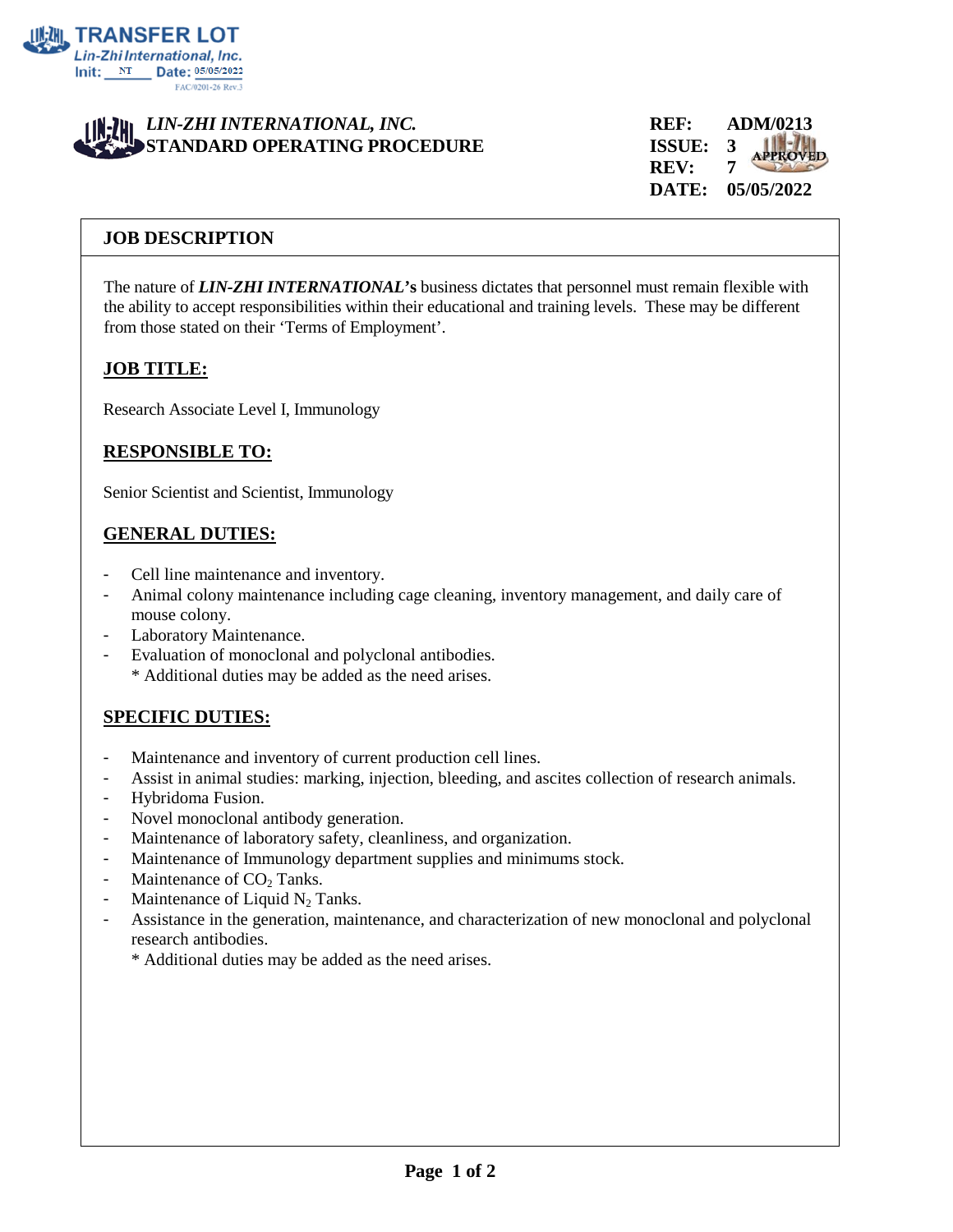**TRANSFER LOT**
*Lin-Zhi International, Inc.*
Init: NT Date: 05/05/2022
FAC/0201-26 Rev.3

***LIN-ZHI INTERNATIONAL, INC.***
**STANDARD OPERATING PROCEDURE**

**REF:** ADM/0213
**ISSUE:** 3
**REV:** 7
**DATE:** 05/05/2022

APPROVED

## JOB DESCRIPTION

The nature of ***LIN-ZHI INTERNATIONAL*'s** business dictates that personnel must remain flexible with the ability to accept responsibilities within their educational and training levels. These may be different from those stated on their 'Terms of Employment'.

### JOB TITLE:

Research Associate Level I, Immunology

### RESPONSIBLE TO:

Senior Scientist and Scientist, Immunology

### GENERAL DUTIES:

- Cell line maintenance and inventory.
- Animal colony maintenance including cage cleaning, inventory management, and daily care of mouse colony.
- Laboratory Maintenance.
- Evaluation of monoclonal and polyclonal antibodies.

  * Additional duties may be added as the need arises.

### SPECIFIC DUTIES:

- Maintenance and inventory of current production cell lines.
- Assist in animal studies: marking, injection, bleeding, and ascites collection of research animals.
- Hybridoma Fusion.
- Novel monoclonal antibody generation.
- Maintenance of laboratory safety, cleanliness, and organization.
- Maintenance of Immunology department supplies and minimums stock.
- Maintenance of $CO_2$ Tanks.
- Maintenance of Liquid $N_2$ Tanks.
- Assistance in the generation, maintenance, and characterization of new monoclonal and polyclonal research antibodies.

  * Additional duties may be added as the need arises.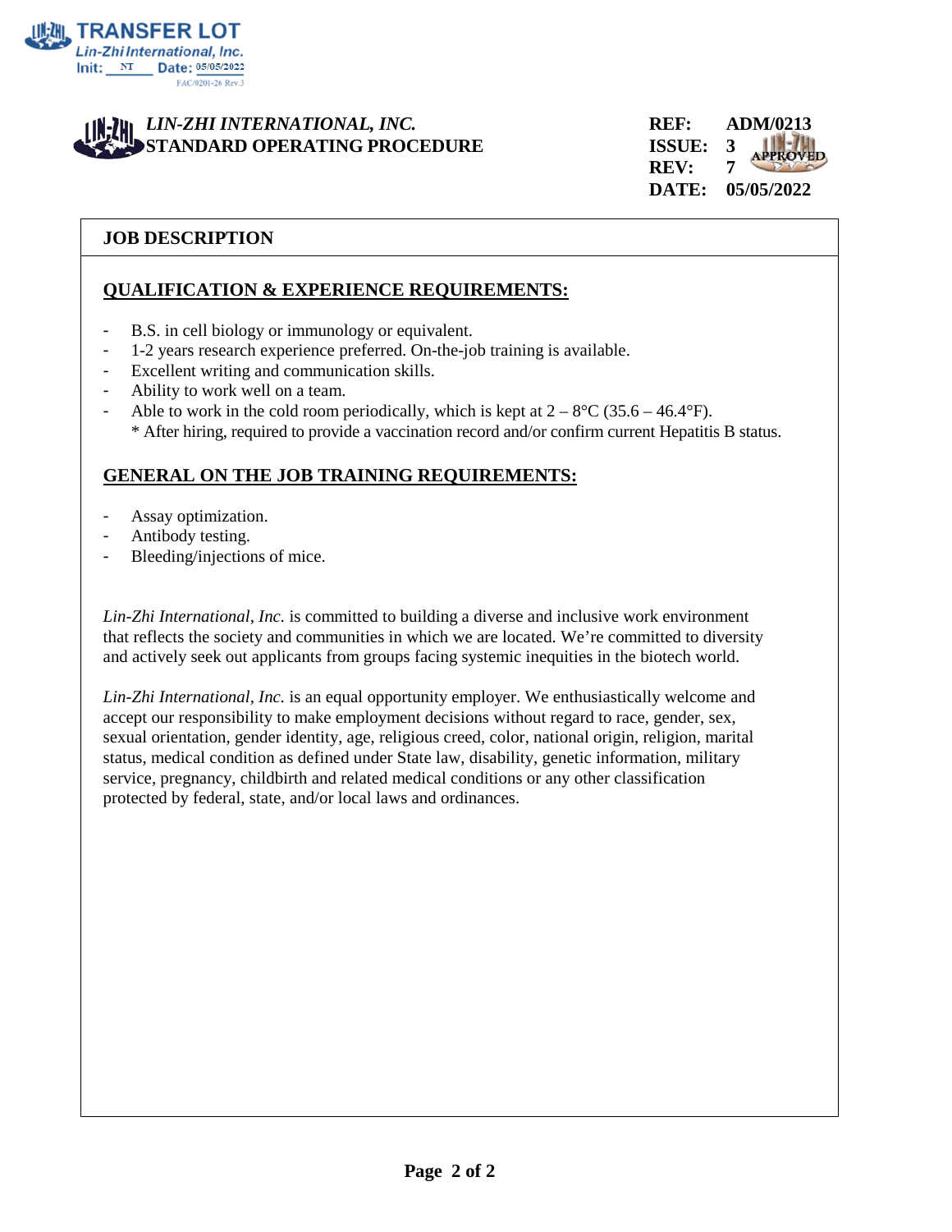## LIN-ZHI INTERNATIONAL, INC.
## STANDARD OPERATING PROCEDURE

**REF:** ADM/0213
**ISSUE:** 3
**REV:** 7
**DATE:** 05/05/2022

### JOB DESCRIPTION

### QUALIFICATION & EXPERIENCE REQUIREMENTS:

- B.S. in cell biology or immunology or equivalent.
- 1-2 years research experience preferred. On-the-job training is available.
- Excellent writing and communication skills.
- Ability to work well on a team.
- Able to work in the cold room periodically, which is kept at 2 – 8°C (35.6 – 46.4°F).
  * After hiring, required to provide a vaccination record and/or confirm current Hepatitis B status.

### GENERAL ON THE JOB TRAINING REQUIREMENTS:

- Assay optimization.
- Antibody testing.
- Bleeding/injections of mice.

*Lin-Zhi International, Inc.* is committed to building a diverse and inclusive work environment that reflects the society and communities in which we are located. We're committed to diversity and actively seek out applicants from groups facing systemic inequities in the biotech world.

*Lin-Zhi International, Inc.* is an equal opportunity employer. We enthusiastically welcome and accept our responsibility to make employment decisions without regard to race, gender, sex, sexual orientation, gender identity, age, religious creed, color, national origin, religion, marital status, medical condition as defined under State law, disability, genetic information, military service, pregnancy, childbirth and related medical conditions or any other classification protected by federal, state, and/or local laws and ordinances.